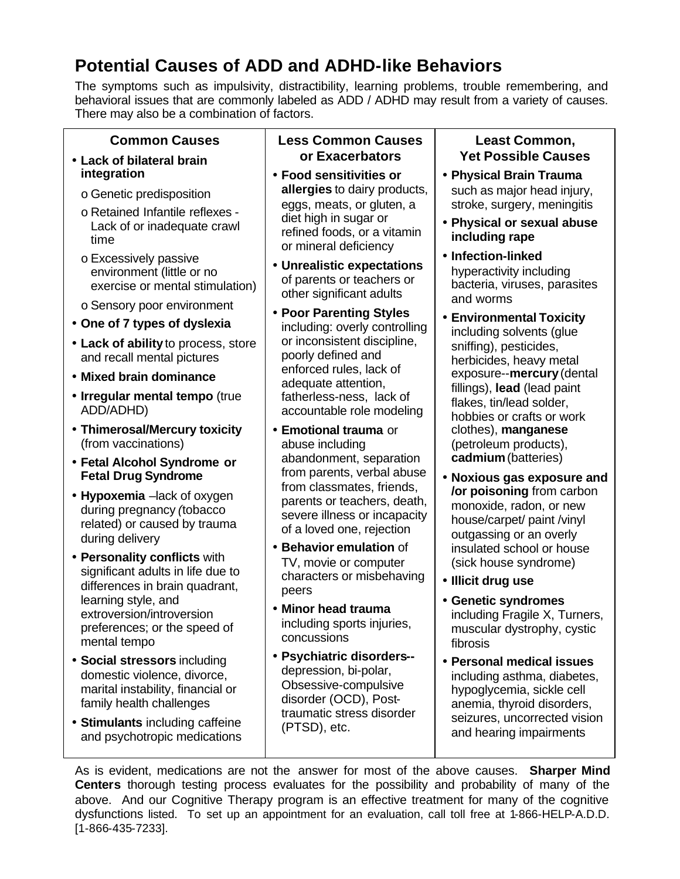# Potential Causes of ADD and ADHD-like Behaviors

The symptoms such as impulsivity, distractibility, learning problems, trouble remembering, and behavioral issues that are commonly labeled as ADD / ADHD may result from a variety of causes. There may also be a combination of factors.

## Common Causes

- **Lack of bilateral brain integration**
  - Genetic predisposition
  - Retained Infantile reflexes - Lack of or inadequate crawl time
  - Excessively passive environment (little or no exercise or mental stimulation)
  - Sensory poor environment
- **One of 7 types of dyslexia**
- **Lack of ability** to process, store and recall mental pictures
- **Mixed brain dominance**
- **Irregular mental tempo** (true ADD/ADHD)
- **Thimerosal/Mercury toxicity** (from vaccinations)
- **Fetal Alcohol Syndrome or Fetal Drug Syndrome**
- **Hypoxemia** –lack of oxygen during pregnancy *(*tobacco related) or caused by trauma during delivery
- **Personality conflicts** with significant adults in life due to differences in brain quadrant, learning style, and extroversion/introversion preferences; or the speed of mental tempo
- **Social stressors** including domestic violence, divorce, marital instability, financial or family health challenges
- **Stimulants** including caffeine and psychotropic medications

## Less Common Causes or Exacerbators

- **Food sensitivities or allergies** to dairy products, eggs, meats, or gluten, a diet high in sugar or refined foods, or a vitamin or mineral deficiency
- **Unrealistic expectations** of parents or teachers or other significant adults
- **Poor Parenting Styles** including: overly controlling or inconsistent discipline, poorly defined and enforced rules, lack of adequate attention, fatherless-ness, lack of accountable role modeling
- **Emotional trauma** or abuse including abandonment, separation from parents, verbal abuse from classmates, friends, parents or teachers, death, severe illness or incapacity of a loved one, rejection
- **Behavior emulation** of TV, movie or computer characters or misbehaving peers
- **Minor head trauma** including sports injuries, concussions
- **Psychiatric disorders**--depression, bi-polar, Obsessive-compulsive disorder (OCD), Post-traumatic stress disorder (PTSD), etc.

## Least Common, Yet Possible Causes

- **Physical Brain Trauma** such as major head injury, stroke, surgery, meningitis
- **Physical or sexual abuse including rape**
- **Infection-linked** hyperactivity including bacteria, viruses, parasites and worms
- **Environmental Toxicity** including solvents (glue sniffing), pesticides, herbicides, heavy metal exposure--**mercury** (dental fillings), **lead** (lead paint flakes, tin/lead solder, hobbies or crafts or work clothes), **manganese** (petroleum products), **cadmium** (batteries)
- **Noxious gas exposure and /or poisoning** from carbon monoxide, radon, or new house/carpet/ paint /vinyl outgassing or an overly insulated school or house (sick house syndrome)
- **Illicit drug use**
- **Genetic syndromes** including Fragile X, Turners, muscular dystrophy, cystic fibrosis
- **Personal medical issues** including asthma, diabetes, hypoglycemia, sickle cell anemia, thyroid disorders, seizures, uncorrected vision and hearing impairments

As is evident, medications are not the answer for most of the above causes. **Sharper Mind Centers** thorough testing process evaluates for the possibility and probability of many of the above. And our Cognitive Therapy program is an effective treatment for many of the cognitive dysfunctions listed. To set up an appointment for an evaluation, call toll free at 1-866-HELP-A.D.D. [1-866-435-7233].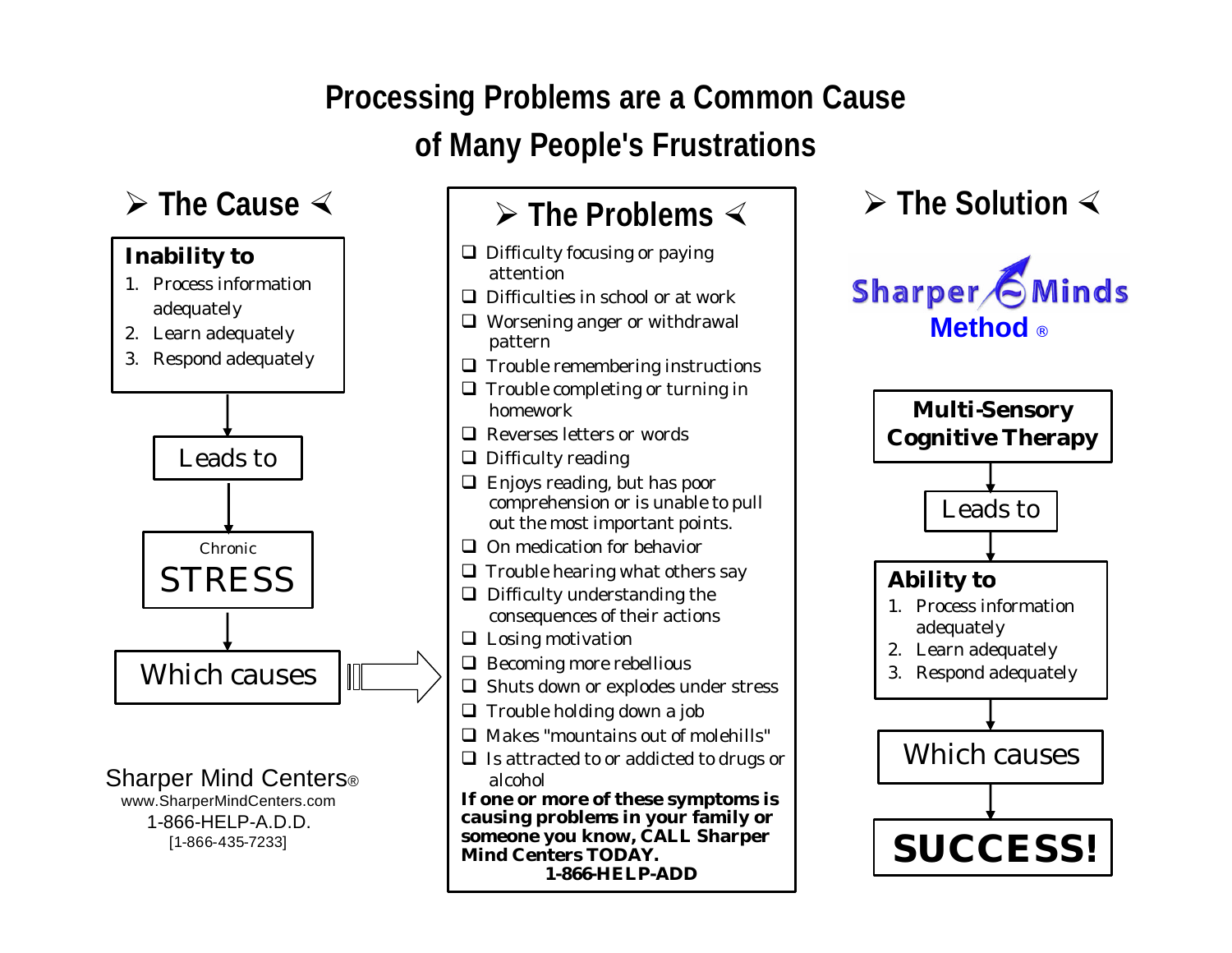# Processing Problems are a Common Cause of Many People's Frustrations

## ➢ The Cause ➣

**Inability to**

1. Process information adequately
2. Learn adequately
3. Respond adequately

Leads to

Chronic
STRESS

Which causes

## ➢ The Problems ➣

- ❑ Difficulty focusing or paying attention
- ❑ Difficulties in school or at work
- ❑ Worsening anger or withdrawal pattern
- ❑ Trouble remembering instructions
- ❑ Trouble completing or turning in homework
- ❑ Reverses letters or words
- ❑ Difficulty reading
- ❑ Enjoys reading, but has poor comprehension or is unable to pull out the most important points.
- ❑ On medication for behavior
- ❑ Trouble hearing what others say
- ❑ Difficulty understanding the consequences of their actions
- ❑ Losing motivation
- ❑ Becoming more rebellious
- ❑ Shuts down or explodes under stress
- ❑ Trouble holding down a job
- ❑ Makes "mountains out of molehills"
- ❑ Is attracted to or addicted to drugs or alcohol

**If one or more of these symptoms is causing problems in your family or someone you know, CALL Sharper Mind Centers TODAY.**

**1-866-HELP-ADD**

## ➢ The Solution ➣

Sharper Minds
Method ®

**Multi-Sensory Cognitive Therapy**

Leads to

**Ability to**

1. Process information adequately
2. Learn adequately
3. Respond adequately

Which causes

**SUCCESS!**

Sharper Mind Centers®
www.SharperMindCenters.com
1-866-HELP-A.D.D.
[1-866-435-7233]